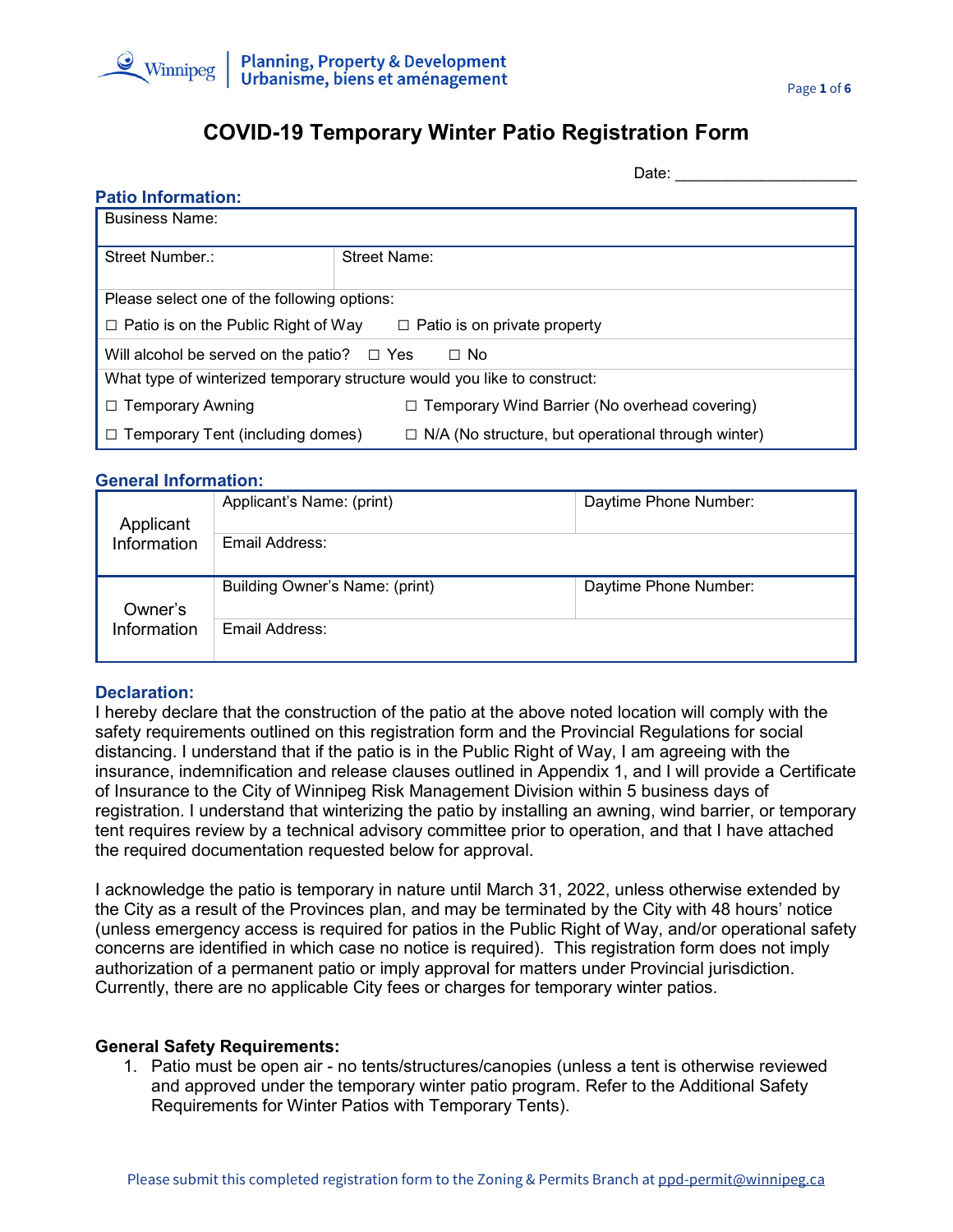# COVID-19 Temporary Winter Patio Registration Form

Date: ____________________

## Patio Information:

| | |
|---|---|
| Business Name: | |
| Street Number.: | Street Name: |
| Please select one of the following options: | |
| ☐ Patio is on the Public Right of Way | ☐ Patio is on private property |
| Will alcohol be served on the patio? ☐ Yes ☐ No | |
| What type of winterized temporary structure would you like to construct: | |
| ☐ Temporary Awning | ☐ Temporary Wind Barrier (No overhead covering) |
| ☐ Temporary Tent (including domes) | ☐ N/A (No structure, but operational through winter) |

## General Information:

| | | |
|---|---|---|
| Applicant Information | Applicant's Name: (print) | Daytime Phone Number: |
| | Email Address: | |
| Owner's Information | Building Owner's Name: (print) | Daytime Phone Number: |
| | Email Address: | |

## Declaration:

I hereby declare that the construction of the patio at the above noted location will comply with the safety requirements outlined on this registration form and the Provincial Regulations for social distancing. I understand that if the patio is in the Public Right of Way, I am agreeing with the insurance, indemnification and release clauses outlined in Appendix 1, and I will provide a Certificate of Insurance to the City of Winnipeg Risk Management Division within 5 business days of registration. I understand that winterizing the patio by installing an awning, wind barrier, or temporary tent requires review by a technical advisory committee prior to operation, and that I have attached the required documentation requested below for approval.

I acknowledge the patio is temporary in nature until March 31, 2022, unless otherwise extended by the City as a result of the Provinces plan, and may be terminated by the City with 48 hours' notice (unless emergency access is required for patios in the Public Right of Way, and/or operational safety concerns are identified in which case no notice is required). This registration form does not imply authorization of a permanent patio or imply approval for matters under Provincial jurisdiction. Currently, there are no applicable City fees or charges for temporary winter patios.

**General Safety Requirements:**

1. Patio must be open air - no tents/structures/canopies (unless a tent is otherwise reviewed and approved under the temporary winter patio program. Refer to the Additional Safety Requirements for Winter Patios with Temporary Tents).

Please submit this completed registration form to the Zoning & Permits Branch at ppd-permit@winnipeg.ca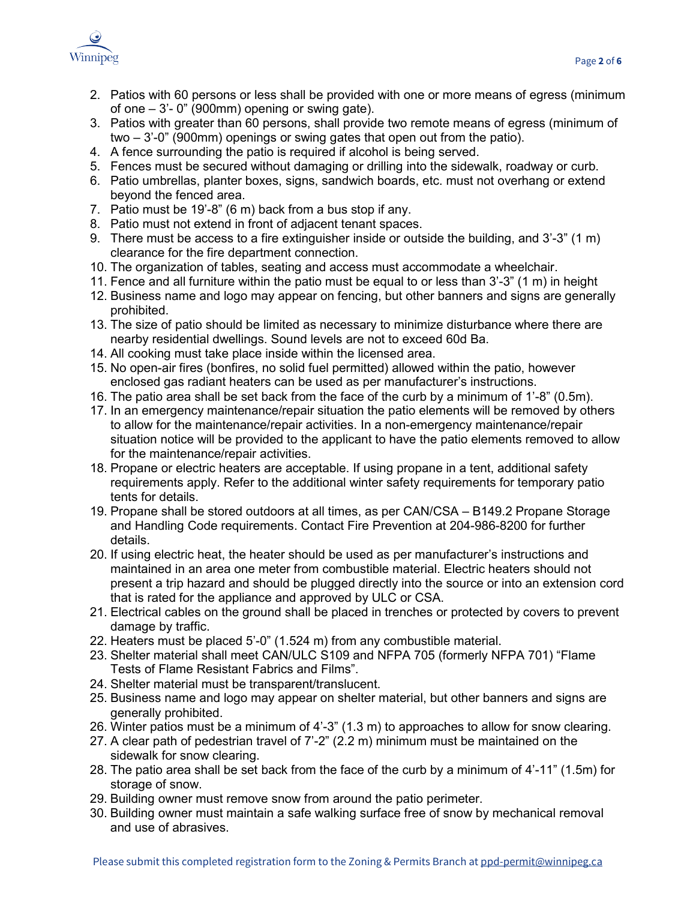2. Patios with 60 persons or less shall be provided with one or more means of egress (minimum of one – 3'- 0" (900mm) opening or swing gate).
3. Patios with greater than 60 persons, shall provide two remote means of egress (minimum of two – 3'-0" (900mm) openings or swing gates that open out from the patio).
4. A fence surrounding the patio is required if alcohol is being served.
5. Fences must be secured without damaging or drilling into the sidewalk, roadway or curb.
6. Patio umbrellas, planter boxes, signs, sandwich boards, etc. must not overhang or extend beyond the fenced area.
7. Patio must be 19'-8" (6 m) back from a bus stop if any.
8. Patio must not extend in front of adjacent tenant spaces.
9. There must be access to a fire extinguisher inside or outside the building, and 3'-3" (1 m) clearance for the fire department connection.
10. The organization of tables, seating and access must accommodate a wheelchair.
11. Fence and all furniture within the patio must be equal to or less than 3'-3" (1 m) in height
12. Business name and logo may appear on fencing, but other banners and signs are generally prohibited.
13. The size of patio should be limited as necessary to minimize disturbance where there are nearby residential dwellings. Sound levels are not to exceed 60d Ba.
14. All cooking must take place inside within the licensed area.
15. No open-air fires (bonfires, no solid fuel permitted) allowed within the patio, however enclosed gas radiant heaters can be used as per manufacturer's instructions.
16. The patio area shall be set back from the face of the curb by a minimum of 1'-8" (0.5m).
17. In an emergency maintenance/repair situation the patio elements will be removed by others to allow for the maintenance/repair activities. In a non-emergency maintenance/repair situation notice will be provided to the applicant to have the patio elements removed to allow for the maintenance/repair activities.
18. Propane or electric heaters are acceptable. If using propane in a tent, additional safety requirements apply. Refer to the additional winter safety requirements for temporary patio tents for details.
19. Propane shall be stored outdoors at all times, as per CAN/CSA – B149.2 Propane Storage and Handling Code requirements. Contact Fire Prevention at 204-986-8200 for further details.
20. If using electric heat, the heater should be used as per manufacturer's instructions and maintained in an area one meter from combustible material. Electric heaters should not present a trip hazard and should be plugged directly into the source or into an extension cord that is rated for the appliance and approved by ULC or CSA.
21. Electrical cables on the ground shall be placed in trenches or protected by covers to prevent damage by traffic.
22. Heaters must be placed 5'-0" (1.524 m) from any combustible material.
23. Shelter material shall meet CAN/ULC S109 and NFPA 705 (formerly NFPA 701) "Flame Tests of Flame Resistant Fabrics and Films".
24. Shelter material must be transparent/translucent.
25. Business name and logo may appear on shelter material, but other banners and signs are generally prohibited.
26. Winter patios must be a minimum of 4'-3" (1.3 m) to approaches to allow for snow clearing.
27. A clear path of pedestrian travel of 7'-2" (2.2 m) minimum must be maintained on the sidewalk for snow clearing.
28. The patio area shall be set back from the face of the curb by a minimum of 4'-11" (1.5m) for storage of snow.
29. Building owner must remove snow from around the patio perimeter.
30. Building owner must maintain a safe walking surface free of snow by mechanical removal and use of abrasives.

Please submit this completed registration form to the Zoning & Permits Branch at ppd-permit@winnipeg.ca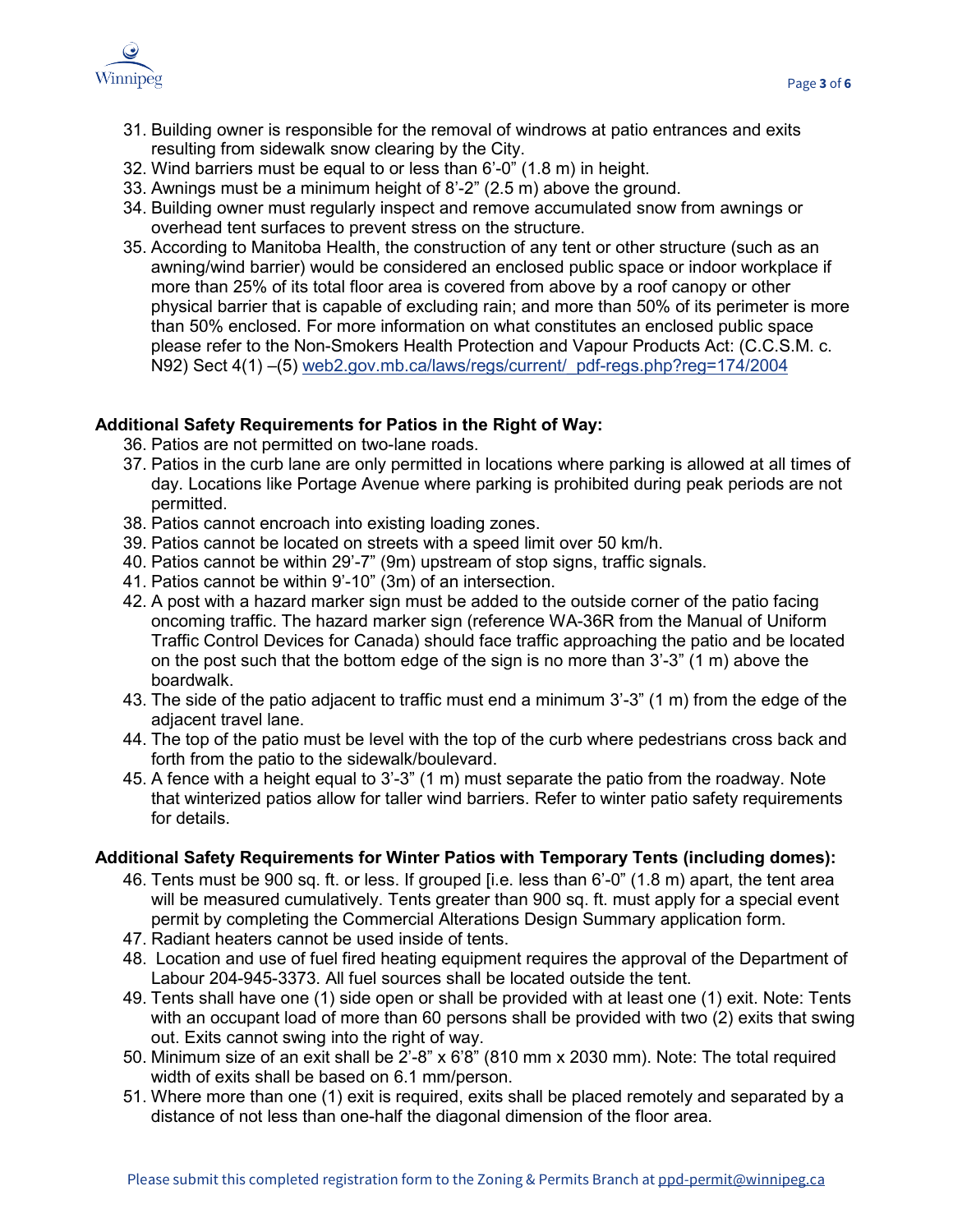31. Building owner is responsible for the removal of windrows at patio entrances and exits resulting from sidewalk snow clearing by the City.
32. Wind barriers must be equal to or less than 6'-0" (1.8 m) in height.
33. Awnings must be a minimum height of 8'-2" (2.5 m) above the ground.
34. Building owner must regularly inspect and remove accumulated snow from awnings or overhead tent surfaces to prevent stress on the structure.
35. According to Manitoba Health, the construction of any tent or other structure (such as an awning/wind barrier) would be considered an enclosed public space or indoor workplace if more than 25% of its total floor area is covered from above by a roof canopy or other physical barrier that is capable of excluding rain; and more than 50% of its perimeter is more than 50% enclosed. For more information on what constitutes an enclosed public space please refer to the Non-Smokers Health Protection and Vapour Products Act: (C.C.S.M. c. N92) Sect 4(1) –(5) web2.gov.mb.ca/laws/regs/current/_pdf-regs.php?reg=174/2004

**Additional Safety Requirements for Patios in the Right of Way:**

36. Patios are not permitted on two-lane roads.
37. Patios in the curb lane are only permitted in locations where parking is allowed at all times of day. Locations like Portage Avenue where parking is prohibited during peak periods are not permitted.
38. Patios cannot encroach into existing loading zones.
39. Patios cannot be located on streets with a speed limit over 50 km/h.
40. Patios cannot be within 29'-7" (9m) upstream of stop signs, traffic signals.
41. Patios cannot be within 9'-10" (3m) of an intersection.
42. A post with a hazard marker sign must be added to the outside corner of the patio facing oncoming traffic. The hazard marker sign (reference WA-36R from the Manual of Uniform Traffic Control Devices for Canada) should face traffic approaching the patio and be located on the post such that the bottom edge of the sign is no more than 3'-3" (1 m) above the boardwalk.
43. The side of the patio adjacent to traffic must end a minimum 3'-3" (1 m) from the edge of the adjacent travel lane.
44. The top of the patio must be level with the top of the curb where pedestrians cross back and forth from the patio to the sidewalk/boulevard.
45. A fence with a height equal to 3'-3" (1 m) must separate the patio from the roadway. Note that winterized patios allow for taller wind barriers. Refer to winter patio safety requirements for details.

**Additional Safety Requirements for Winter Patios with Temporary Tents (including domes):**

46. Tents must be 900 sq. ft. or less. If grouped [i.e. less than 6'-0" (1.8 m) apart, the tent area will be measured cumulatively. Tents greater than 900 sq. ft. must apply for a special event permit by completing the Commercial Alterations Design Summary application form.
47. Radiant heaters cannot be used inside of tents.
48. Location and use of fuel fired heating equipment requires the approval of the Department of Labour 204-945-3373. All fuel sources shall be located outside the tent.
49. Tents shall have one (1) side open or shall be provided with at least one (1) exit. Note: Tents with an occupant load of more than 60 persons shall be provided with two (2) exits that swing out. Exits cannot swing into the right of way.
50. Minimum size of an exit shall be 2'-8" x 6'8" (810 mm x 2030 mm). Note: The total required width of exits shall be based on 6.1 mm/person.
51. Where more than one (1) exit is required, exits shall be placed remotely and separated by a distance of not less than one-half the diagonal dimension of the floor area.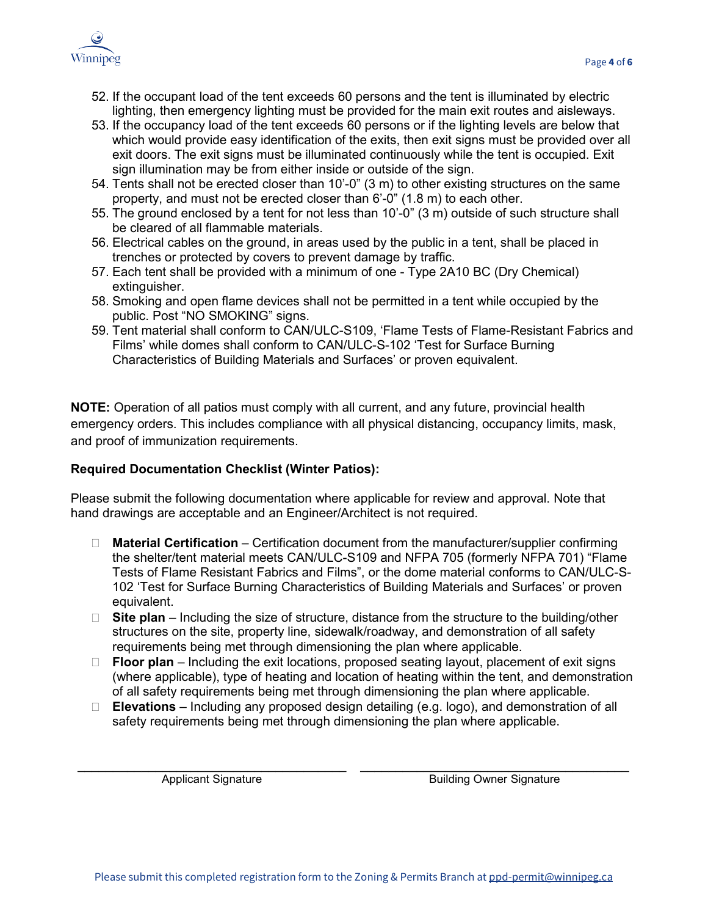52. If the occupant load of the tent exceeds 60 persons and the tent is illuminated by electric lighting, then emergency lighting must be provided for the main exit routes and aisleways.
53. If the occupancy load of the tent exceeds 60 persons or if the lighting levels are below that which would provide easy identification of the exits, then exit signs must be provided over all exit doors. The exit signs must be illuminated continuously while the tent is occupied. Exit sign illumination may be from either inside or outside of the sign.
54. Tents shall not be erected closer than 10'-0" (3 m) to other existing structures on the same property, and must not be erected closer than 6'-0" (1.8 m) to each other.
55. The ground enclosed by a tent for not less than 10'-0" (3 m) outside of such structure shall be cleared of all flammable materials.
56. Electrical cables on the ground, in areas used by the public in a tent, shall be placed in trenches or protected by covers to prevent damage by traffic.
57. Each tent shall be provided with a minimum of one - Type 2A10 BC (Dry Chemical) extinguisher.
58. Smoking and open flame devices shall not be permitted in a tent while occupied by the public. Post "NO SMOKING" signs.
59. Tent material shall conform to CAN/ULC-S109, 'Flame Tests of Flame-Resistant Fabrics and Films' while domes shall conform to CAN/ULC-S-102 'Test for Surface Burning Characteristics of Building Materials and Surfaces' or proven equivalent.

**NOTE:** Operation of all patios must comply with all current, and any future, provincial health emergency orders. This includes compliance with all physical distancing, occupancy limits, mask, and proof of immunization requirements.

**Required Documentation Checklist (Winter Patios):**

Please submit the following documentation where applicable for review and approval. Note that hand drawings are acceptable and an Engineer/Architect is not required.

- ☐ **Material Certification** – Certification document from the manufacturer/supplier confirming the shelter/tent material meets CAN/ULC-S109 and NFPA 705 (formerly NFPA 701) "Flame Tests of Flame Resistant Fabrics and Films", or the dome material conforms to CAN/ULC-S-102 'Test for Surface Burning Characteristics of Building Materials and Surfaces' or proven equivalent.
- ☐ **Site plan** – Including the size of structure, distance from the structure to the building/other structures on the site, property line, sidewalk/roadway, and demonstration of all safety requirements being met through dimensioning the plan where applicable.
- ☐ **Floor plan** – Including the exit locations, proposed seating layout, placement of exit signs (where applicable), type of heating and location of heating within the tent, and demonstration of all safety requirements being met through dimensioning the plan where applicable.
- ☐ **Elevations** – Including any proposed design detailing (e.g. logo), and demonstration of all safety requirements being met through dimensioning the plan where applicable.

\_\_\_\_\_\_\_\_\_\_\_\_\_\_\_\_\_\_\_\_\_\_\_\_\_\_\_\_\_\_ Applicant Signature

\_\_\_\_\_\_\_\_\_\_\_\_\_\_\_\_\_\_\_\_\_\_\_\_\_\_\_\_\_\_ Building Owner Signature

Please submit this completed registration form to the Zoning & Permits Branch at ppd-permit@winnipeg.ca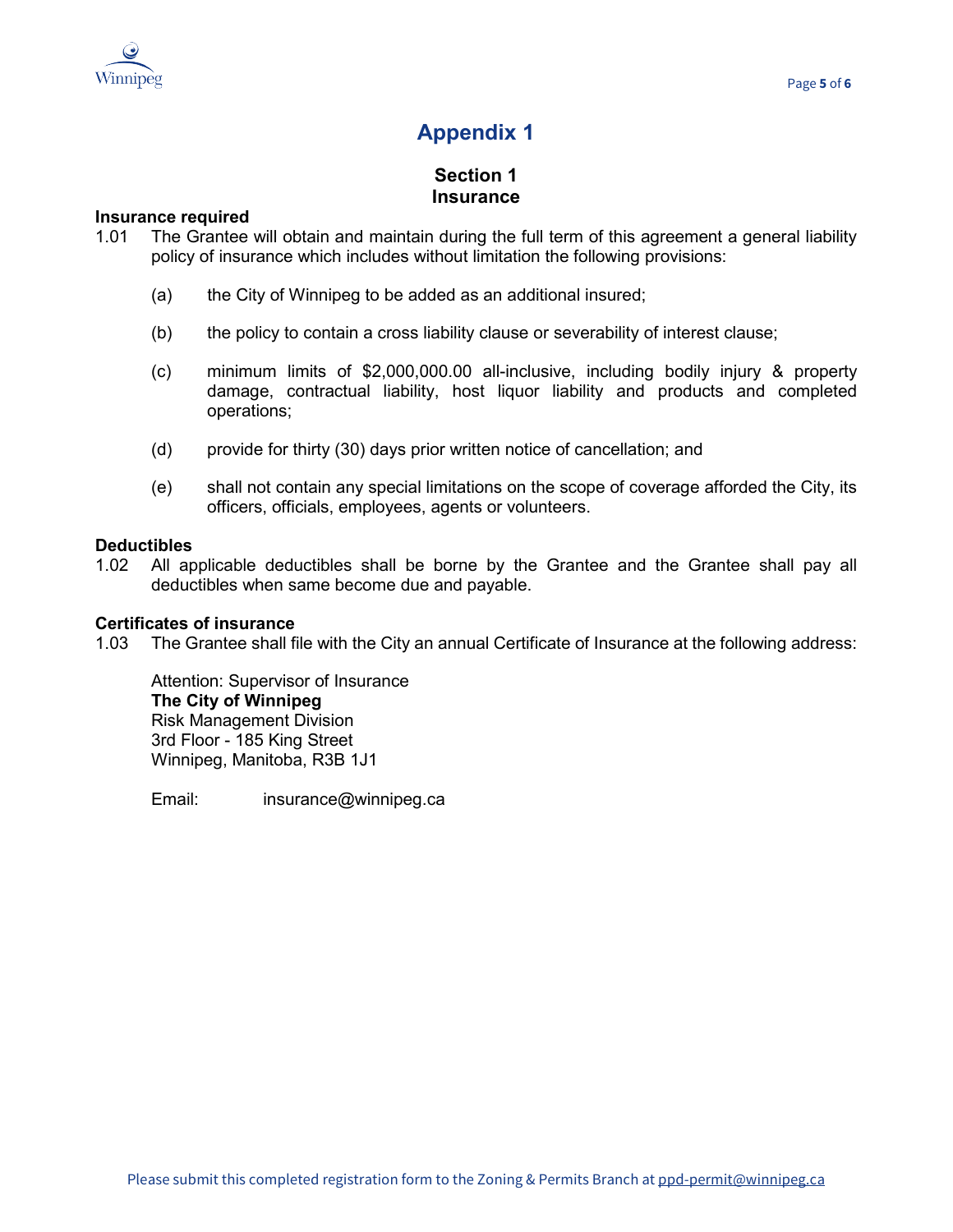# Appendix 1

## Section 1
## Insurance

**Insurance required**

1.01 The Grantee will obtain and maintain during the full term of this agreement a general liability policy of insurance which includes without limitation the following provisions:

(a) the City of Winnipeg to be added as an additional insured;

(b) the policy to contain a cross liability clause or severability of interest clause;

(c) minimum limits of $2,000,000.00 all-inclusive, including bodily injury & property damage, contractual liability, host liquor liability and products and completed operations;

(d) provide for thirty (30) days prior written notice of cancellation; and

(e) shall not contain any special limitations on the scope of coverage afforded the City, its officers, officials, employees, agents or volunteers.

**Deductibles**

1.02 All applicable deductibles shall be borne by the Grantee and the Grantee shall pay all deductibles when same become due and payable.

**Certificates of insurance**

1.03 The Grantee shall file with the City an annual Certificate of Insurance at the following address:

Attention: Supervisor of Insurance
**The City of Winnipeg**
Risk Management Division
3rd Floor - 185 King Street
Winnipeg, Manitoba, R3B 1J1

Email: insurance@winnipeg.ca

Please submit this completed registration form to the Zoning & Permits Branch at ppd-permit@winnipeg.ca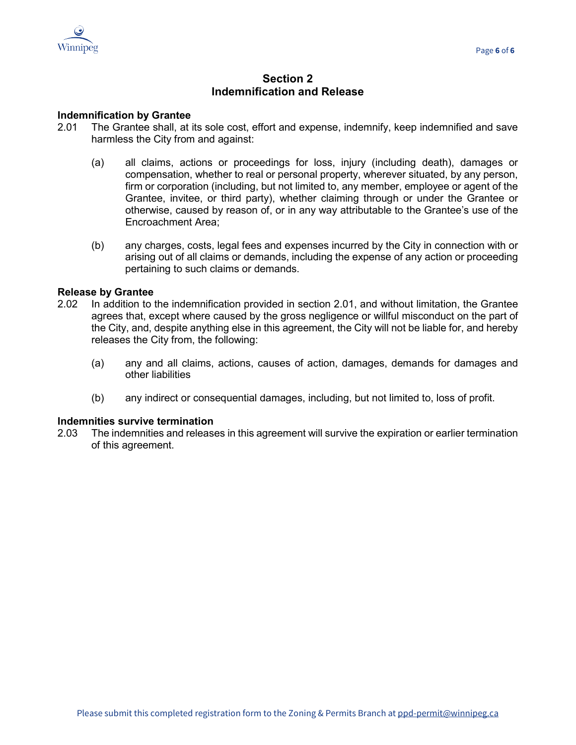## Section 2
## Indemnification and Release

**Indemnification by Grantee**

2.01 The Grantee shall, at its sole cost, effort and expense, indemnify, keep indemnified and save harmless the City from and against:

(a) all claims, actions or proceedings for loss, injury (including death), damages or compensation, whether to real or personal property, wherever situated, by any person, firm or corporation (including, but not limited to, any member, employee or agent of the Grantee, invitee, or third party), whether claiming through or under the Grantee or otherwise, caused by reason of, or in any way attributable to the Grantee's use of the Encroachment Area;

(b) any charges, costs, legal fees and expenses incurred by the City in connection with or arising out of all claims or demands, including the expense of any action or proceeding pertaining to such claims or demands.

**Release by Grantee**

2.02 In addition to the indemnification provided in section 2.01, and without limitation, the Grantee agrees that, except where caused by the gross negligence or willful misconduct on the part of the City, and, despite anything else in this agreement, the City will not be liable for, and hereby releases the City from, the following:

(a) any and all claims, actions, causes of action, damages, demands for damages and other liabilities

(b) any indirect or consequential damages, including, but not limited to, loss of profit.

**Indemnities survive termination**

2.03 The indemnities and releases in this agreement will survive the expiration or earlier termination of this agreement.

Please submit this completed registration form to the Zoning & Permits Branch at ppd-permit@winnipeg.ca